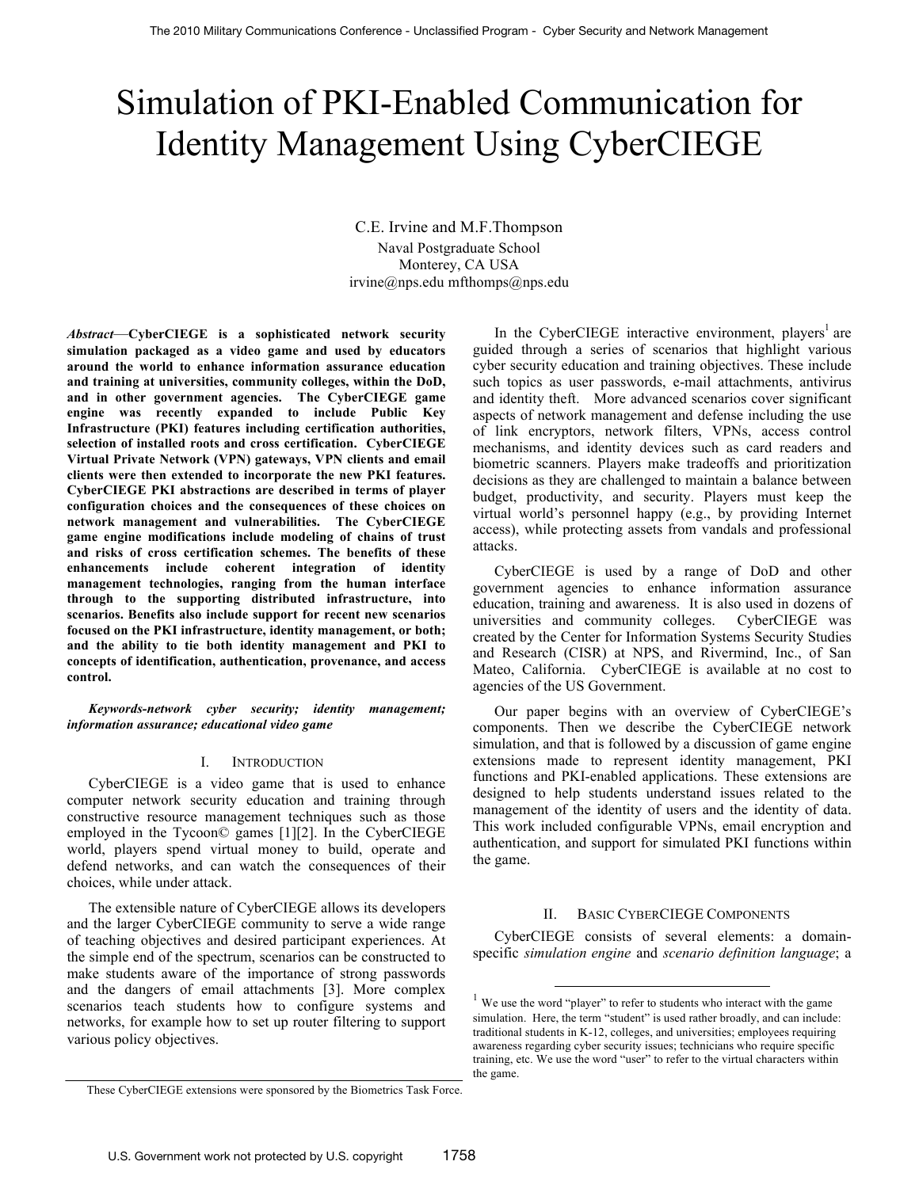# Simulation of PKI-Enabled Communication for Identity Management Using CyberCIEGE

C.E. Irvine and M.F.Thompson
Naval Postgraduate School
Monterey, CA USA
irvine@nps.edu mfthomps@nps.edu

***Abstract*—CyberCIEGE is a sophisticated network security simulation packaged as a video game and used by educators around the world to enhance information assurance education and training at universities, community colleges, within the DoD, and in other government agencies. The CyberCIEGE game engine was recently expanded to include Public Key Infrastructure (PKI) features including certification authorities, selection of installed roots and cross certification. CyberCIEGE Virtual Private Network (VPN) gateways, VPN clients and email clients were then extended to incorporate the new PKI features. CyberCIEGE PKI abstractions are described in terms of player configuration choices and the consequences of these choices on network management and vulnerabilities. The CyberCIEGE game engine modifications include modeling of chains of trust and risks of cross certification schemes. The benefits of these enhancements include coherent integration of identity management technologies, ranging from the human interface through to the supporting distributed infrastructure, into scenarios. Benefits also include support for recent new scenarios focused on the PKI infrastructure, identity management, or both; and the ability to tie both identity management and PKI to concepts of identification, authentication, provenance, and access control.**

***Keywords-network cyber security; identity management; information assurance; educational video game***

## I. Introduction

CyberCIEGE is a video game that is used to enhance computer network security education and training through constructive resource management techniques such as those employed in the Tycoon© games [1][2]. In the CyberCIEGE world, players spend virtual money to build, operate and defend networks, and can watch the consequences of their choices, while under attack.

The extensible nature of CyberCIEGE allows its developers and the larger CyberCIEGE community to serve a wide range of teaching objectives and desired participant experiences. At the simple end of the spectrum, scenarios can be constructed to make students aware of the importance of strong passwords and the dangers of email attachments [3]. More complex scenarios teach students how to configure systems and networks, for example how to set up router filtering to support various policy objectives.

In the CyberCIEGE interactive environment, players[1] are guided through a series of scenarios that highlight various cyber security education and training objectives. These include such topics as user passwords, e-mail attachments, antivirus and identity theft. More advanced scenarios cover significant aspects of network management and defense including the use of link encryptors, network filters, VPNs, access control mechanisms, and identity devices such as card readers and biometric scanners. Players make tradeoffs and prioritization decisions as they are challenged to maintain a balance between budget, productivity, and security. Players must keep the virtual world's personnel happy (e.g., by providing Internet access), while protecting assets from vandals and professional attacks.

CyberCIEGE is used by a range of DoD and other government agencies to enhance information assurance education, training and awareness. It is also used in dozens of universities and community colleges. CyberCIEGE was created by the Center for Information Systems Security Studies and Research (CISR) at NPS, and Rivermind, Inc., of San Mateo, California. CyberCIEGE is available at no cost to agencies of the US Government.

Our paper begins with an overview of CyberCIEGE's components. Then we describe the CyberCIEGE network simulation, and that is followed by a discussion of game engine extensions made to represent identity management, PKI functions and PKI-enabled applications. These extensions are designed to help students understand issues related to the management of the identity of users and the identity of data. This work included configurable VPNs, email encryption and authentication, and support for simulated PKI functions within the game.

## II. Basic CyberCIEGE Components

CyberCIEGE consists of several elements: a domain-specific *simulation engine* and *scenario definition language*; a

[1] We use the word "player" to refer to students who interact with the game simulation. Here, the term "student" is used rather broadly, and can include: traditional students in K-12, colleges, and universities; employees requiring awareness regarding cyber security issues; technicians who require specific training, etc. We use the word "user" to refer to the virtual characters within the game.

These CyberCIEGE extensions were sponsored by the Biometrics Task Force.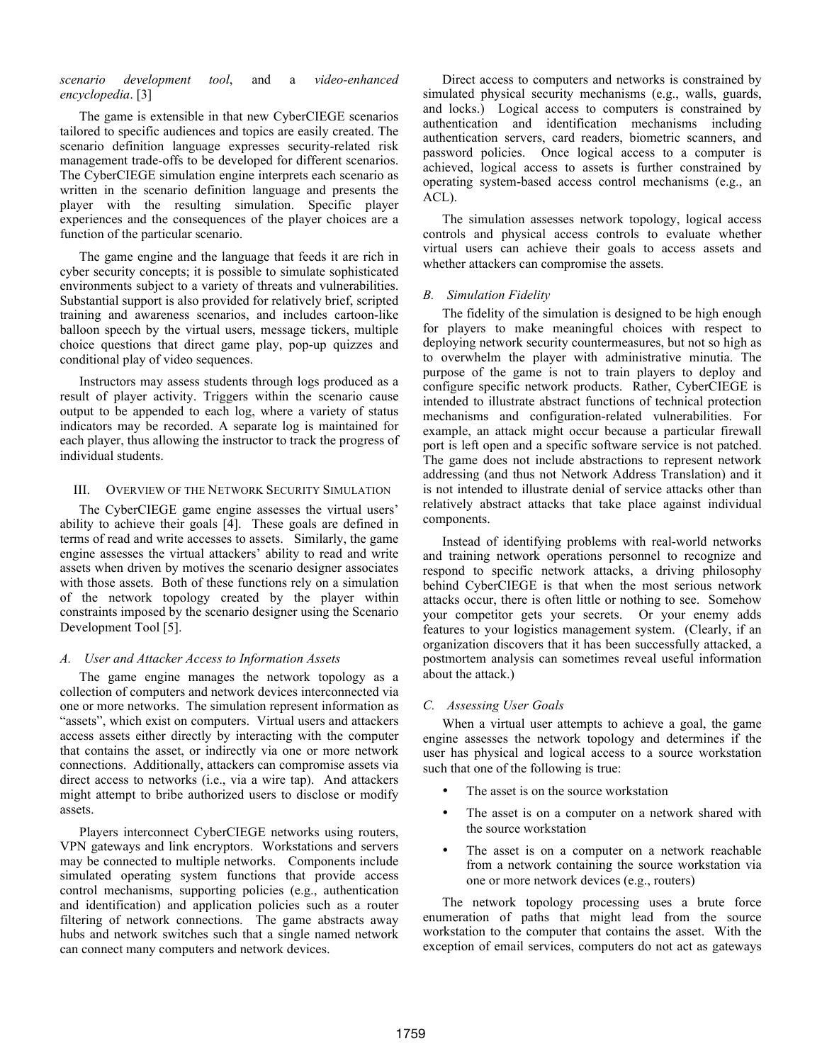*scenario development tool*, and a *video-enhanced encyclopedia*. [3]

The game is extensible in that new CyberCIEGE scenarios tailored to specific audiences and topics are easily created. The scenario definition language expresses security-related risk management trade-offs to be developed for different scenarios. The CyberCIEGE simulation engine interprets each scenario as written in the scenario definition language and presents the player with the resulting simulation. Specific player experiences and the consequences of the player choices are a function of the particular scenario.

The game engine and the language that feeds it are rich in cyber security concepts; it is possible to simulate sophisticated environments subject to a variety of threats and vulnerabilities. Substantial support is also provided for relatively brief, scripted training and awareness scenarios, and includes cartoon-like balloon speech by the virtual users, message tickers, multiple choice questions that direct game play, pop-up quizzes and conditional play of video sequences.

Instructors may assess students through logs produced as a result of player activity. Triggers within the scenario cause output to be appended to each log, where a variety of status indicators may be recorded. A separate log is maintained for each player, thus allowing the instructor to track the progress of individual students.

## III. Overview of the Network Security Simulation

The CyberCIEGE game engine assesses the virtual users' ability to achieve their goals [4]. These goals are defined in terms of read and write accesses to assets. Similarly, the game engine assesses the virtual attackers' ability to read and write assets when driven by motives the scenario designer associates with those assets. Both of these functions rely on a simulation of the network topology created by the player within constraints imposed by the scenario designer using the Scenario Development Tool [5].

### A. User and Attacker Access to Information Assets

The game engine manages the network topology as a collection of computers and network devices interconnected via one or more networks. The simulation represent information as "assets", which exist on computers. Virtual users and attackers access assets either directly by interacting with the computer that contains the asset, or indirectly via one or more network connections. Additionally, attackers can compromise assets via direct access to networks (i.e., via a wire tap). And attackers might attempt to bribe authorized users to disclose or modify assets.

Players interconnect CyberCIEGE networks using routers, VPN gateways and link encryptors. Workstations and servers may be connected to multiple networks. Components include simulated operating system functions that provide access control mechanisms, supporting policies (e.g., authentication and identification) and application policies such as a router filtering of network connections. The game abstracts away hubs and network switches such that a single named network can connect many computers and network devices.

Direct access to computers and networks is constrained by simulated physical security mechanisms (e.g., walls, guards, and locks.) Logical access to computers is constrained by authentication and identification mechanisms including authentication servers, card readers, biometric scanners, and password policies. Once logical access to a computer is achieved, logical access to assets is further constrained by operating system-based access control mechanisms (e.g., an ACL).

The simulation assesses network topology, logical access controls and physical access controls to evaluate whether virtual users can achieve their goals to access assets and whether attackers can compromise the assets.

### B. Simulation Fidelity

The fidelity of the simulation is designed to be high enough for players to make meaningful choices with respect to deploying network security countermeasures, but not so high as to overwhelm the player with administrative minutia. The purpose of the game is not to train players to deploy and configure specific network products. Rather, CyberCIEGE is intended to illustrate abstract functions of technical protection mechanisms and configuration-related vulnerabilities. For example, an attack might occur because a particular firewall port is left open and a specific software service is not patched. The game does not include abstractions to represent network addressing (and thus not Network Address Translation) and it is not intended to illustrate denial of service attacks other than relatively abstract attacks that take place against individual components.

Instead of identifying problems with real-world networks and training network operations personnel to recognize and respond to specific network attacks, a driving philosophy behind CyberCIEGE is that when the most serious network attacks occur, there is often little or nothing to see. Somehow your competitor gets your secrets. Or your enemy adds features to your logistics management system. (Clearly, if an organization discovers that it has been successfully attacked, a postmortem analysis can sometimes reveal useful information about the attack.)

### C. Assessing User Goals

When a virtual user attempts to achieve a goal, the game engine assesses the network topology and determines if the user has physical and logical access to a source workstation such that one of the following is true:

- The asset is on the source workstation
- The asset is on a computer on a network shared with the source workstation
- The asset is on a computer on a network reachable from a network containing the source workstation via one or more network devices (e.g., routers)

The network topology processing uses a brute force enumeration of paths that might lead from the source workstation to the computer that contains the asset. With the exception of email services, computers do not act as gateways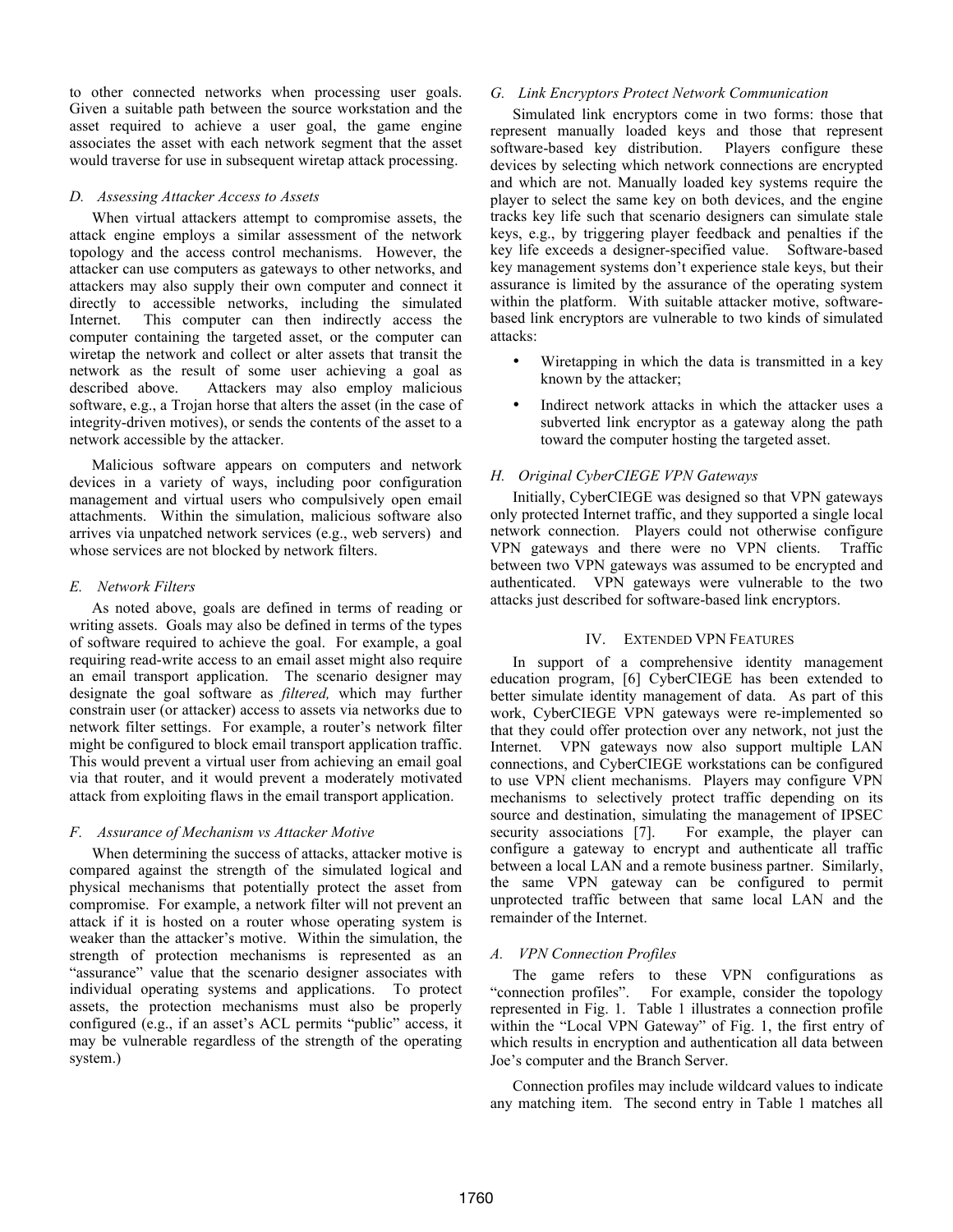to other connected networks when processing user goals. Given a suitable path between the source workstation and the asset required to achieve a user goal, the game engine associates the asset with each network segment that the asset would traverse for use in subsequent wiretap attack processing.

### *D. Assessing Attacker Access to Assets*

When virtual attackers attempt to compromise assets, the attack engine employs a similar assessment of the network topology and the access control mechanisms. However, the attacker can use computers as gateways to other networks, and attackers may also supply their own computer and connect it directly to accessible networks, including the simulated Internet. This computer can then indirectly access the computer containing the targeted asset, or the computer can wiretap the network and collect or alter assets that transit the network as the result of some user achieving a goal as described above. Attackers may also employ malicious software, e.g., a Trojan horse that alters the asset (in the case of integrity-driven motives), or sends the contents of the asset to a network accessible by the attacker.

Malicious software appears on computers and network devices in a variety of ways, including poor configuration management and virtual users who compulsively open email attachments. Within the simulation, malicious software also arrives via unpatched network services (e.g., web servers) and whose services are not blocked by network filters.

### *E. Network Filters*

As noted above, goals are defined in terms of reading or writing assets. Goals may also be defined in terms of the types of software required to achieve the goal. For example, a goal requiring read-write access to an email asset might also require an email transport application. The scenario designer may designate the goal software as *filtered,* which may further constrain user (or attacker) access to assets via networks due to network filter settings. For example, a router's network filter might be configured to block email transport application traffic. This would prevent a virtual user from achieving an email goal via that router, and it would prevent a moderately motivated attack from exploiting flaws in the email transport application.

### *F. Assurance of Mechanism vs Attacker Motive*

When determining the success of attacks, attacker motive is compared against the strength of the simulated logical and physical mechanisms that potentially protect the asset from compromise. For example, a network filter will not prevent an attack if it is hosted on a router whose operating system is weaker than the attacker's motive. Within the simulation, the strength of protection mechanisms is represented as an "assurance" value that the scenario designer associates with individual operating systems and applications. To protect assets, the protection mechanisms must also be properly configured (e.g., if an asset's ACL permits "public" access, it may be vulnerable regardless of the strength of the operating system.)

### *G. Link Encryptors Protect Network Communication*

Simulated link encryptors come in two forms: those that represent manually loaded keys and those that represent software-based key distribution. Players configure these devices by selecting which network connections are encrypted and which are not. Manually loaded key systems require the player to select the same key on both devices, and the engine tracks key life such that scenario designers can simulate stale keys, e.g., by triggering player feedback and penalties if the key life exceeds a designer-specified value. Software-based key management systems don't experience stale keys, but their assurance is limited by the assurance of the operating system within the platform. With suitable attacker motive, software-based link encryptors are vulnerable to two kinds of simulated attacks:

- Wiretapping in which the data is transmitted in a key known by the attacker;
- Indirect network attacks in which the attacker uses a subverted link encryptor as a gateway along the path toward the computer hosting the targeted asset.

### *H. Original CyberCIEGE VPN Gateways*

Initially, CyberCIEGE was designed so that VPN gateways only protected Internet traffic, and they supported a single local network connection. Players could not otherwise configure VPN gateways and there were no VPN clients. Traffic between two VPN gateways was assumed to be encrypted and authenticated. VPN gateways were vulnerable to the two attacks just described for software-based link encryptors.

## IV. EXTENDED VPN FEATURES

In support of a comprehensive identity management education program, [6] CyberCIEGE has been extended to better simulate identity management of data. As part of this work, CyberCIEGE VPN gateways were re-implemented so that they could offer protection over any network, not just the Internet. VPN gateways now also support multiple LAN connections, and CyberCIEGE workstations can be configured to use VPN client mechanisms. Players may configure VPN mechanisms to selectively protect traffic depending on its source and destination, simulating the management of IPSEC security associations [7]. For example, the player can configure a gateway to encrypt and authenticate all traffic between a local LAN and a remote business partner. Similarly, the same VPN gateway can be configured to permit unprotected traffic between that same local LAN and the remainder of the Internet.

### *A. VPN Connection Profiles*

The game refers to these VPN configurations as "connection profiles". For example, consider the topology represented in Fig. 1. Table 1 illustrates a connection profile within the "Local VPN Gateway" of Fig. 1, the first entry of which results in encryption and authentication all data between Joe's computer and the Branch Server.

Connection profiles may include wildcard values to indicate any matching item. The second entry in Table 1 matches all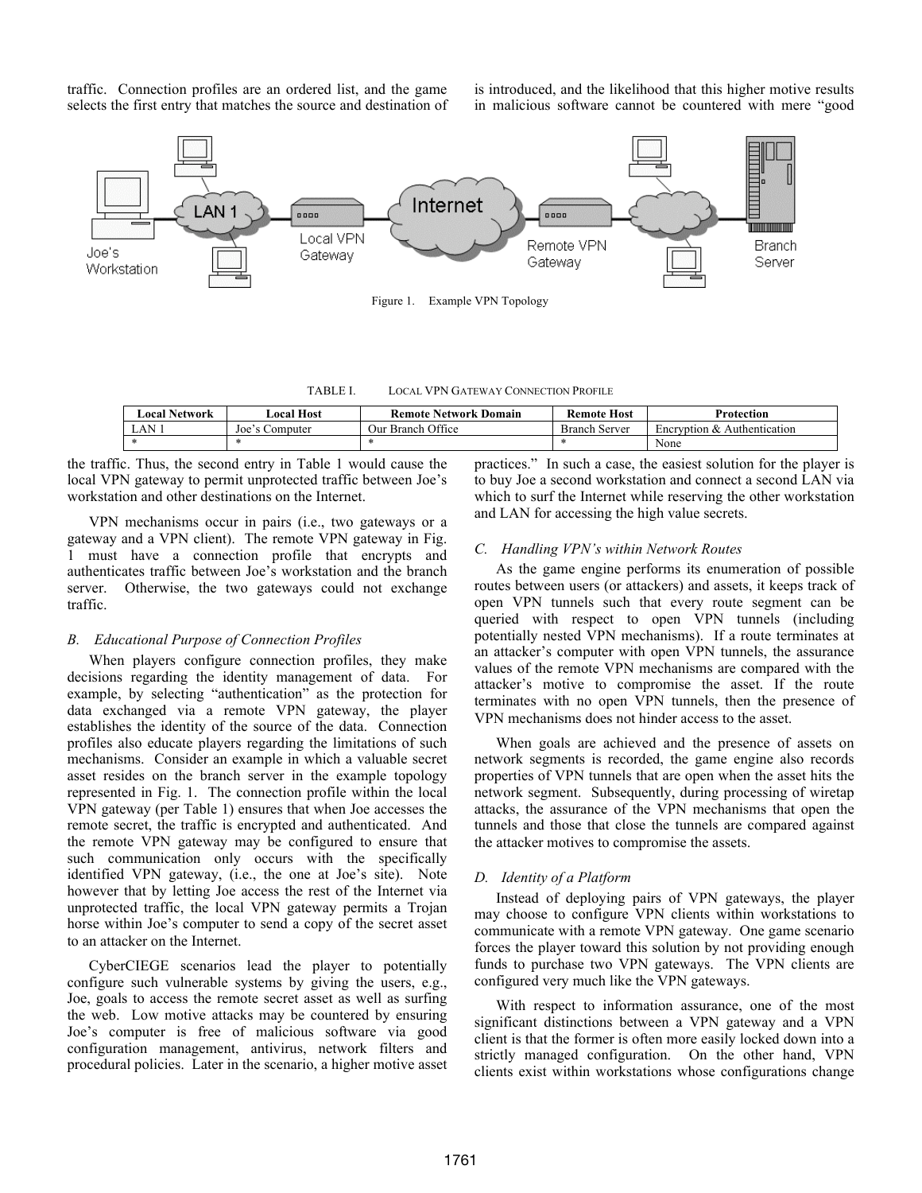traffic. Connection profiles are an ordered list, and the game selects the first entry that matches the source and destination of the traffic. Thus, the second entry in Table 1 would cause the local VPN gateway to permit unprotected traffic between Joe's workstation and other destinations on the Internet.

Figure 1. Example VPN Topology

TABLE I. LOCAL VPN GATEWAY CONNECTION PROFILE

| Local Network | Local Host | Remote Network Domain | Remote Host | Protection |
|---|---|---|---|---|
| LAN 1 | Joe's Computer | Our Branch Office | Branch Server | Encryption & Authentication |
| * | * | * | * | None |

VPN mechanisms occur in pairs (i.e., two gateways or a gateway and a VPN client). The remote VPN gateway in Fig. 1 must have a connection profile that encrypts and authenticates traffic between Joe's workstation and the branch server. Otherwise, the two gateways could not exchange traffic.

### B. Educational Purpose of Connection Profiles

When players configure connection profiles, they make decisions regarding the identity management of data. For example, by selecting "authentication" as the protection for data exchanged via a remote VPN gateway, the player establishes the identity of the source of the data. Connection profiles also educate players regarding the limitations of such mechanisms. Consider an example in which a valuable secret asset resides on the branch server in the example topology represented in Fig. 1. The connection profile within the local VPN gateway (per Table 1) ensures that when Joe accesses the remote secret, the traffic is encrypted and authenticated. And the remote VPN gateway may be configured to ensure that such communication only occurs with the specifically identified VPN gateway, (i.e., the one at Joe's site). Note however that by letting Joe access the rest of the Internet via unprotected traffic, the local VPN gateway permits a Trojan horse within Joe's computer to send a copy of the secret asset to an attacker on the Internet.

CyberCIEGE scenarios lead the player to potentially configure such vulnerable systems by giving the users, e.g., Joe, goals to access the remote secret asset as well as surfing the web. Low motive attacks may be countered by ensuring Joe's computer is free of malicious software via good configuration management, antivirus, network filters and procedural policies. Later in the scenario, a higher motive asset is introduced, and the likelihood that this higher motive results in malicious software cannot be countered with mere "good practices." In such a case, the easiest solution for the player is to buy Joe a second workstation and connect a second LAN via which to surf the Internet while reserving the other workstation and LAN for accessing the high value secrets.

### C. Handling VPN's within Network Routes

As the game engine performs its enumeration of possible routes between users (or attackers) and assets, it keeps track of open VPN tunnels such that every route segment can be queried with respect to open VPN tunnels (including potentially nested VPN mechanisms). If a route terminates at an attacker's computer with open VPN tunnels, the assurance values of the remote VPN mechanisms are compared with the attacker's motive to compromise the asset. If the route terminates with no open VPN tunnels, then the presence of VPN mechanisms does not hinder access to the asset.

When goals are achieved and the presence of assets on network segments is recorded, the game engine also records properties of VPN tunnels that are open when the asset hits the network segment. Subsequently, during processing of wiretap attacks, the assurance of the VPN mechanisms that open the tunnels and those that close the tunnels are compared against the attacker motives to compromise the assets.

### D. Identity of a Platform

Instead of deploying pairs of VPN gateways, the player may choose to configure VPN clients within workstations to communicate with a remote VPN gateway. One game scenario forces the player toward this solution by not providing enough funds to purchase two VPN gateways. The VPN clients are configured very much like the VPN gateways.

With respect to information assurance, one of the most significant distinctions between a VPN gateway and a VPN client is that the former is often more easily locked down into a strictly managed configuration. On the other hand, VPN clients exist within workstations whose configurations change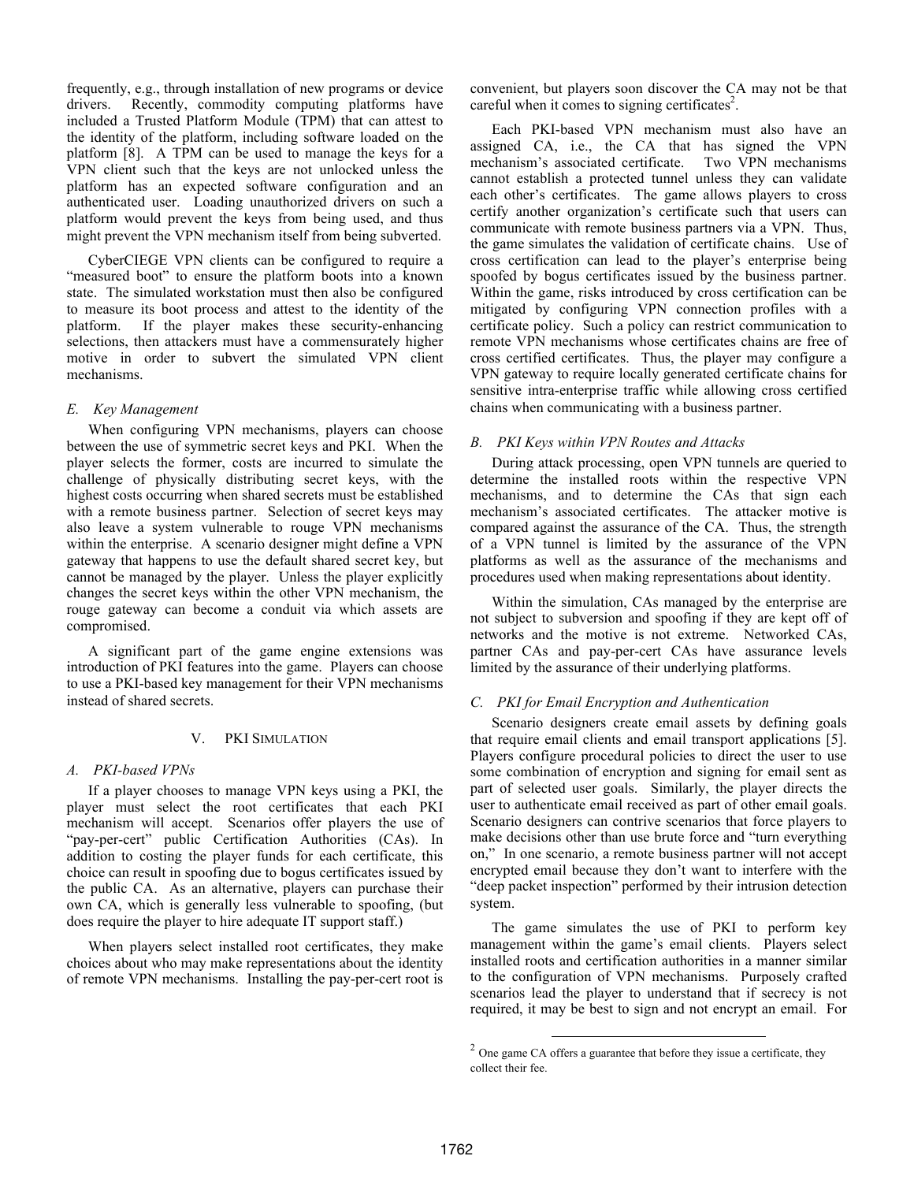frequently, e.g., through installation of new programs or device drivers. Recently, commodity computing platforms have included a Trusted Platform Module (TPM) that can attest to the identity of the platform, including software loaded on the platform [8]. A TPM can be used to manage the keys for a VPN client such that the keys are not unlocked unless the platform has an expected software configuration and an authenticated user. Loading unauthorized drivers on such a platform would prevent the keys from being used, and thus might prevent the VPN mechanism itself from being subverted.

CyberCIEGE VPN clients can be configured to require a "measured boot" to ensure the platform boots into a known state. The simulated workstation must then also be configured to measure its boot process and attest to the identity of the platform. If the player makes these security-enhancing selections, then attackers must have a commensurately higher motive in order to subvert the simulated VPN client mechanisms.

### *E. Key Management*

When configuring VPN mechanisms, players can choose between the use of symmetric secret keys and PKI. When the player selects the former, costs are incurred to simulate the challenge of physically distributing secret keys, with the highest costs occurring when shared secrets must be established with a remote business partner. Selection of secret keys may also leave a system vulnerable to rouge VPN mechanisms within the enterprise. A scenario designer might define a VPN gateway that happens to use the default shared secret key, but cannot be managed by the player. Unless the player explicitly changes the secret keys within the other VPN mechanism, the rouge gateway can become a conduit via which assets are compromised.

A significant part of the game engine extensions was introduction of PKI features into the game. Players can choose to use a PKI-based key management for their VPN mechanisms instead of shared secrets.

## V. PKI SIMULATION

### *A. PKI-based VPNs*

If a player chooses to manage VPN keys using a PKI, the player must select the root certificates that each PKI mechanism will accept. Scenarios offer players the use of "pay-per-cert" public Certification Authorities (CAs). In addition to costing the player funds for each certificate, this choice can result in spoofing due to bogus certificates issued by the public CA. As an alternative, players can purchase their own CA, which is generally less vulnerable to spoofing, (but does require the player to hire adequate IT support staff.)

When players select installed root certificates, they make choices about who may make representations about the identity of remote VPN mechanisms. Installing the pay-per-cert root is convenient, but players soon discover the CA may not be that careful when it comes to signing certificates[2].

Each PKI-based VPN mechanism must also have an assigned CA, i.e., the CA that has signed the VPN mechanism's associated certificate. Two VPN mechanisms cannot establish a protected tunnel unless they can validate each other's certificates. The game allows players to cross certify another organization's certificate such that users can communicate with remote business partners via a VPN. Thus, the game simulates the validation of certificate chains. Use of cross certification can lead to the player's enterprise being spoofed by bogus certificates issued by the business partner. Within the game, risks introduced by cross certification can be mitigated by configuring VPN connection profiles with a certificate policy. Such a policy can restrict communication to remote VPN mechanisms whose certificates chains are free of cross certified certificates. Thus, the player may configure a VPN gateway to require locally generated certificate chains for sensitive intra-enterprise traffic while allowing cross certified chains when communicating with a business partner.

### *B. PKI Keys within VPN Routes and Attacks*

During attack processing, open VPN tunnels are queried to determine the installed roots within the respective VPN mechanisms, and to determine the CAs that sign each mechanism's associated certificates. The attacker motive is compared against the assurance of the CA. Thus, the strength of a VPN tunnel is limited by the assurance of the VPN platforms as well as the assurance of the mechanisms and procedures used when making representations about identity.

Within the simulation, CAs managed by the enterprise are not subject to subversion and spoofing if they are kept off of networks and the motive is not extreme. Networked CAs, partner CAs and pay-per-cert CAs have assurance levels limited by the assurance of their underlying platforms.

### *C. PKI for Email Encryption and Authentication*

Scenario designers create email assets by defining goals that require email clients and email transport applications [5]. Players configure procedural policies to direct the user to use some combination of encryption and signing for email sent as part of selected user goals. Similarly, the player directs the user to authenticate email received as part of other email goals. Scenario designers can contrive scenarios that force players to make decisions other than use brute force and "turn everything on," In one scenario, a remote business partner will not accept encrypted email because they don't want to interfere with the "deep packet inspection" performed by their intrusion detection system.

The game simulates the use of PKI to perform key management within the game's email clients. Players select installed roots and certification authorities in a manner similar to the configuration of VPN mechanisms. Purposely crafted scenarios lead the player to understand that if secrecy is not required, it may be best to sign and not encrypt an email. For

[2] One game CA offers a guarantee that before they issue a certificate, they collect their fee.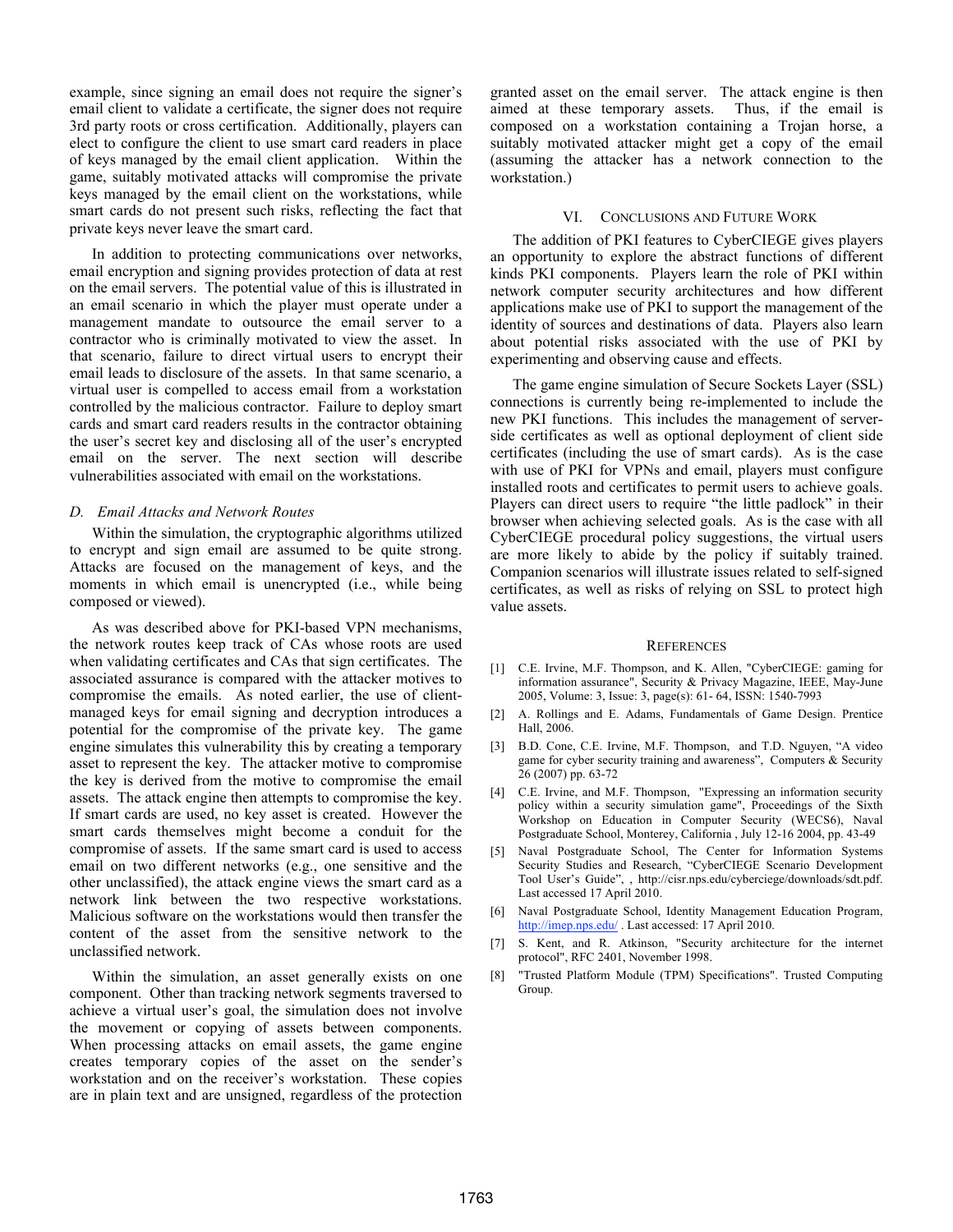example, since signing an email does not require the signer's email client to validate a certificate, the signer does not require 3rd party roots or cross certification. Additionally, players can elect to configure the client to use smart card readers in place of keys managed by the email client application. Within the game, suitably motivated attacks will compromise the private keys managed by the email client on the workstations, while smart cards do not present such risks, reflecting the fact that private keys never leave the smart card.

In addition to protecting communications over networks, email encryption and signing provides protection of data at rest on the email servers. The potential value of this is illustrated in an email scenario in which the player must operate under a management mandate to outsource the email server to a contractor who is criminally motivated to view the asset. In that scenario, failure to direct virtual users to encrypt their email leads to disclosure of the assets. In that same scenario, a virtual user is compelled to access email from a workstation controlled by the malicious contractor. Failure to deploy smart cards and smart card readers results in the contractor obtaining the user's secret key and disclosing all of the user's encrypted email on the server. The next section will describe vulnerabilities associated with email on the workstations.

### *D. Email Attacks and Network Routes*

Within the simulation, the cryptographic algorithms utilized to encrypt and sign email are assumed to be quite strong. Attacks are focused on the management of keys, and the moments in which email is unencrypted (i.e., while being composed or viewed).

As was described above for PKI-based VPN mechanisms, the network routes keep track of CAs whose roots are used when validating certificates and CAs that sign certificates. The associated assurance is compared with the attacker motives to compromise the emails. As noted earlier, the use of client-managed keys for email signing and decryption introduces a potential for the compromise of the private key. The game engine simulates this vulnerability this by creating a temporary asset to represent the key. The attacker motive to compromise the key is derived from the motive to compromise the email assets. The attack engine then attempts to compromise the key. If smart cards are used, no key asset is created. However the smart cards themselves might become a conduit for the compromise of assets. If the same smart card is used to access email on two different networks (e.g., one sensitive and the other unclassified), the attack engine views the smart card as a network link between the two respective workstations. Malicious software on the workstations would then transfer the content of the asset from the sensitive network to the unclassified network.

Within the simulation, an asset generally exists on one component. Other than tracking network segments traversed to achieve a virtual user's goal, the simulation does not involve the movement or copying of assets between components. When processing attacks on email assets, the game engine creates temporary copies of the asset on the sender's workstation and on the receiver's workstation. These copies are in plain text and are unsigned, regardless of the protection granted asset on the email server. The attack engine is then aimed at these temporary assets. Thus, if the email is composed on a workstation containing a Trojan horse, a suitably motivated attacker might get a copy of the email (assuming the attacker has a network connection to the workstation.)

## VI. Conclusions and Future Work

The addition of PKI features to CyberCIEGE gives players an opportunity to explore the abstract functions of different kinds PKI components. Players learn the role of PKI within network computer security architectures and how different applications make use of PKI to support the management of the identity of sources and destinations of data. Players also learn about potential risks associated with the use of PKI by experimenting and observing cause and effects.

The game engine simulation of Secure Sockets Layer (SSL) connections is currently being re-implemented to include the new PKI functions. This includes the management of server-side certificates as well as optional deployment of client side certificates (including the use of smart cards). As is the case with use of PKI for VPNs and email, players must configure installed roots and certificates to permit users to achieve goals. Players can direct users to require "the little padlock" in their browser when achieving selected goals. As is the case with all CyberCIEGE procedural policy suggestions, the virtual users are more likely to abide by the policy if suitably trained. Companion scenarios will illustrate issues related to self-signed certificates, as well as risks of relying on SSL to protect high value assets.

## References

[1] C.E. Irvine, M.F. Thompson, and K. Allen, "CyberCIEGE: gaming for information assurance", Security & Privacy Magazine, IEEE, May-June 2005, Volume: 3, Issue: 3, page(s): 61- 64, ISSN: 1540-7993

[2] A. Rollings and E. Adams, Fundamentals of Game Design. Prentice Hall, 2006.

[3] B.D. Cone, C.E. Irvine, M.F. Thompson, and T.D. Nguyen, "A video game for cyber security training and awareness", Computers & Security 26 (2007) pp. 63-72

[4] C.E. Irvine, and M.F. Thompson, "Expressing an information security policy within a security simulation game", Proceedings of the Sixth Workshop on Education in Computer Security (WECS6), Naval Postgraduate School, Monterey, California , July 12-16 2004, pp. 43-49

[5] Naval Postgraduate School, The Center for Information Systems Security Studies and Research, "CyberCIEGE Scenario Development Tool User's Guide", , http://cisr.nps.edu/cyberciege/downloads/sdt.pdf. Last accessed 17 April 2010.

[6] Naval Postgraduate School, Identity Management Education Program, http://imep.nps.edu/ . Last accessed: 17 April 2010.

[7] S. Kent, and R. Atkinson, "Security architecture for the internet protocol", RFC 2401, November 1998.

[8] "Trusted Platform Module (TPM) Specifications". Trusted Computing Group.